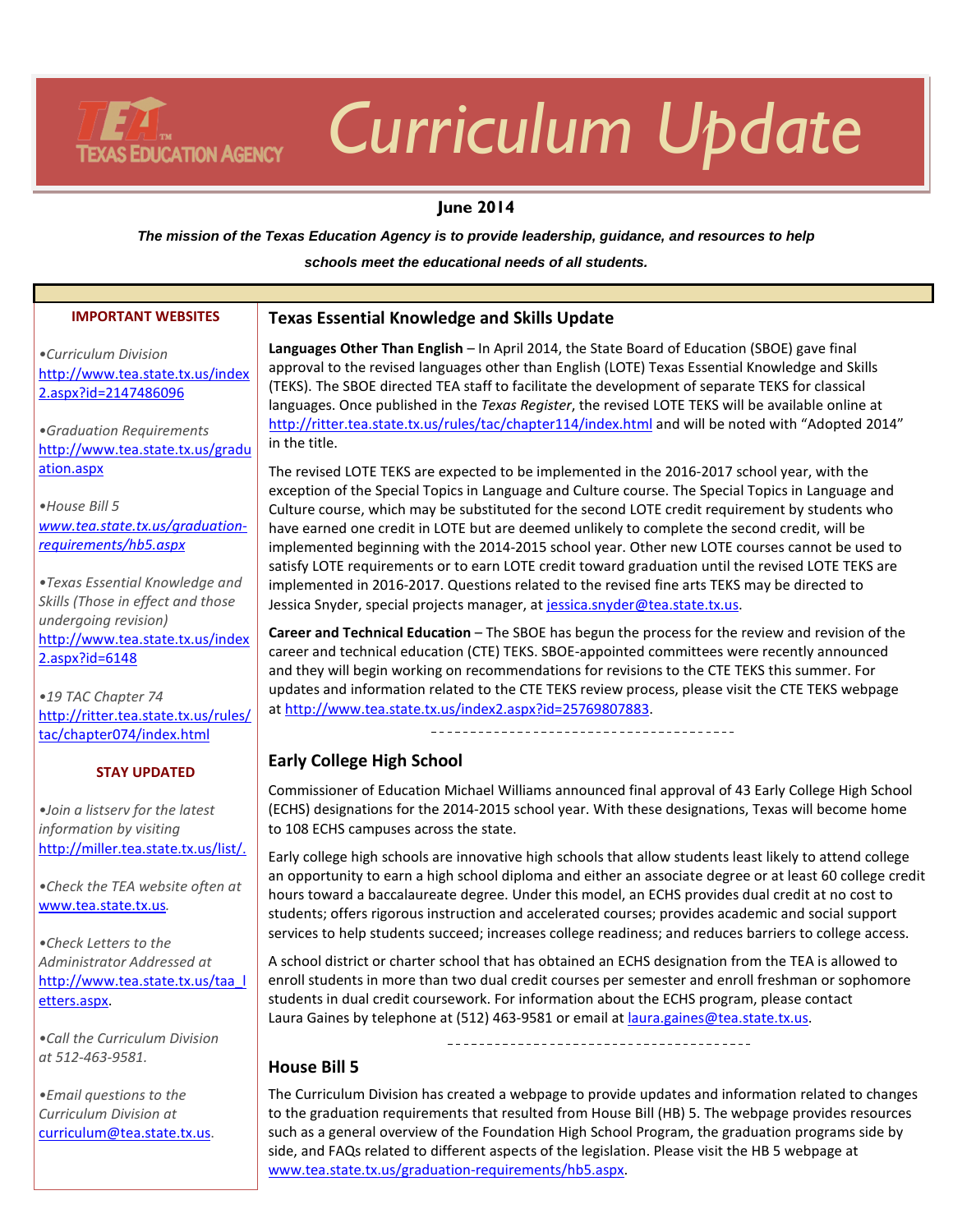# Curriculum Update

TEXAS EDUCATION AGENCY

**June 2014**

***The mission of the Texas Education Agency is to provide leadership, guidance, and resources to help schools meet the educational needs of all students.***

## Texas Essential Knowledge and Skills Update

**Languages Other Than English** – In April 2014, the State Board of Education (SBOE) gave final approval to the revised languages other than English (LOTE) Texas Essential Knowledge and Skills (TEKS). The SBOE directed TEA staff to facilitate the development of separate TEKS for classical languages. Once published in the *Texas Register*, the revised LOTE TEKS will be available online at http://ritter.tea.state.tx.us/rules/tac/chapter114/index.html and will be noted with "Adopted 2014" in the title.

The revised LOTE TEKS are expected to be implemented in the 2016-2017 school year, with the exception of the Special Topics in Language and Culture course. The Special Topics in Language and Culture course, which may be substituted for the second LOTE credit requirement by students who have earned one credit in LOTE but are deemed unlikely to complete the second credit, will be implemented beginning with the 2014-2015 school year. Other new LOTE courses cannot be used to satisfy LOTE requirements or to earn LOTE credit toward graduation until the revised LOTE TEKS are implemented in 2016-2017. Questions related to the revised fine arts TEKS may be directed to Jessica Snyder, special projects manager, at jessica.snyder@tea.state.tx.us.

**Career and Technical Education** – The SBOE has begun the process for the review and revision of the career and technical education (CTE) TEKS. SBOE-appointed committees were recently announced and they will begin working on recommendations for revisions to the CTE TEKS this summer. For updates and information related to the CTE TEKS review process, please visit the CTE TEKS webpage at http://www.tea.state.tx.us/index2.aspx?id=25769807883.

## Early College High School

Commissioner of Education Michael Williams announced final approval of 43 Early College High School (ECHS) designations for the 2014-2015 school year. With these designations, Texas will become home to 108 ECHS campuses across the state.

Early college high schools are innovative high schools that allow students least likely to attend college an opportunity to earn a high school diploma and either an associate degree or at least 60 college credit hours toward a baccalaureate degree. Under this model, an ECHS provides dual credit at no cost to students; offers rigorous instruction and accelerated courses; provides academic and social support services to help students succeed; increases college readiness; and reduces barriers to college access.

A school district or charter school that has obtained an ECHS designation from the TEA is allowed to enroll students in more than two dual credit courses per semester and enroll freshman or sophomore students in dual credit coursework. For information about the ECHS program, please contact Laura Gaines by telephone at (512) 463-9581 or email at laura.gaines@tea.state.tx.us.

## House Bill 5

The Curriculum Division has created a webpage to provide updates and information related to changes to the graduation requirements that resulted from House Bill (HB) 5. The webpage provides resources such as a general overview of the Foundation High School Program, the graduation programs side by side, and FAQs related to different aspects of the legislation. Please visit the HB 5 webpage at www.tea.state.tx.us/graduation-requirements/hb5.aspx.

### IMPORTANT WEBSITES

- *Curriculum Division* http://www.tea.state.tx.us/index2.aspx?id=2147486096
- *Graduation Requirements* http://www.tea.state.tx.us/graduation.aspx
- *House Bill 5* www.tea.state.tx.us/graduation-requirements/hb5.aspx
- *Texas Essential Knowledge and Skills (Those in effect and those undergoing revision)* http://www.tea.state.tx.us/index2.aspx?id=6148
- *19 TAC Chapter 74* http://ritter.tea.state.tx.us/rules/tac/chapter074/index.html

### STAY UPDATED

- *Join a listserv for the latest information by visiting* http://miller.tea.state.tx.us/list/.
- *Check the TEA website often at* www.tea.state.tx.us.
- *Check Letters to the Administrator Addressed at* http://www.tea.state.tx.us/taa_letters.aspx.
- *Call the Curriculum Division at 512-463-9581.*
- *Email questions to the Curriculum Division at* curriculum@tea.state.tx.us.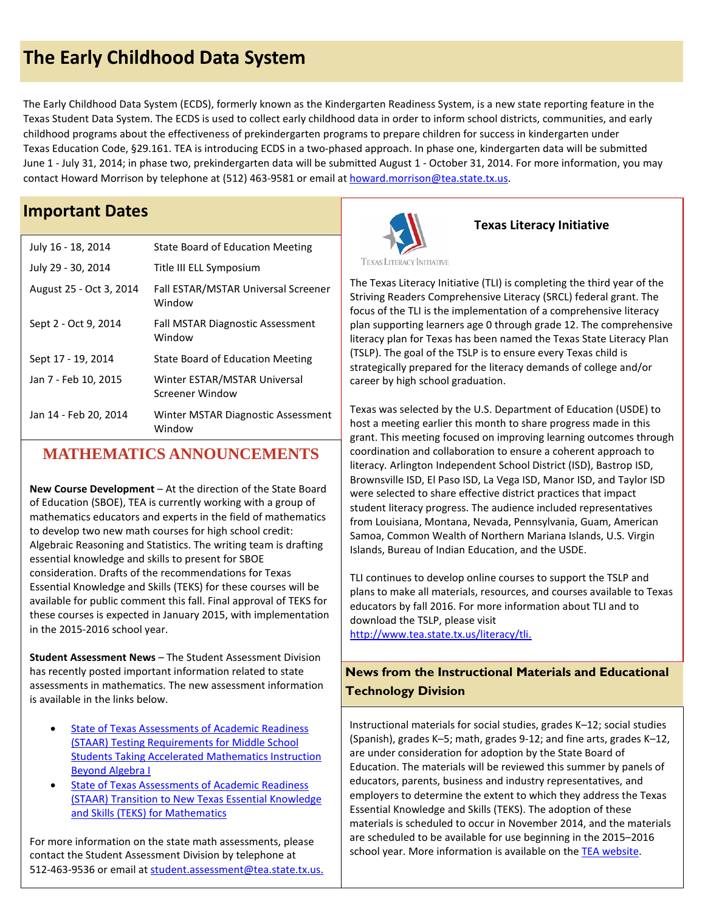# The Early Childhood Data System

The Early Childhood Data System (ECDS), formerly known as the Kindergarten Readiness System, is a new state reporting feature in the Texas Student Data System. The ECDS is used to collect early childhood data in order to inform school districts, communities, and early childhood programs about the effectiveness of prekindergarten programs to prepare children for success in kindergarten under Texas Education Code, §29.161. TEA is introducing ECDS in a two-phased approach. In phase one, kindergarten data will be submitted June 1 - July 31, 2014; in phase two, prekindergarten data will be submitted August 1 - October 31, 2014. For more information, you may contact Howard Morrison by telephone at (512) 463-9581 or email at howard.morrison@tea.state.tx.us.

## Important Dates

| | |
|---|---|
| July 16 - 18, 2014 | State Board of Education Meeting |
| July 29 - 30, 2014 | Title III ELL Symposium |
| August 25 - Oct 3, 2014 | Fall ESTAR/MSTAR Universal Screener Window |
| Sept 2 - Oct 9, 2014 | Fall MSTAR Diagnostic Assessment Window |
| Sept 17 - 19, 2014 | State Board of Education Meeting |
| Jan 7 - Feb 10, 2015 | Winter ESTAR/MSTAR Universal Screener Window |
| Jan 14 - Feb 20, 2014 | Winter MSTAR Diagnostic Assessment Window |

## MATHEMATICS ANNOUNCEMENTS

**New Course Development** – At the direction of the State Board of Education (SBOE), TEA is currently working with a group of mathematics educators and experts in the field of mathematics to develop two new math courses for high school credit: Algebraic Reasoning and Statistics. The writing team is drafting essential knowledge and skills to present for SBOE consideration. Drafts of the recommendations for Texas Essential Knowledge and Skills (TEKS) for these courses will be available for public comment this fall. Final approval of TEKS for these courses is expected in January 2015, with implementation in the 2015-2016 school year.

**Student Assessment News** – The Student Assessment Division has recently posted important information related to state assessments in mathematics. The new assessment information is available in the links below.

- State of Texas Assessments of Academic Readiness (STAAR) Testing Requirements for Middle School Students Taking Accelerated Mathematics Instruction Beyond Algebra I
- State of Texas Assessments of Academic Readiness (STAAR) Transition to New Texas Essential Knowledge and Skills (TEKS) for Mathematics

For more information on the state math assessments, please contact the Student Assessment Division by telephone at 512-463-9536 or email at student.assessment@tea.state.tx.us.

## Texas Literacy Initiative

The Texas Literacy Initiative (TLI) is completing the third year of the Striving Readers Comprehensive Literacy (SRCL) federal grant. The focus of the TLI is the implementation of a comprehensive literacy plan supporting learners age 0 through grade 12. The comprehensive literacy plan for Texas has been named the Texas State Literacy Plan (TSLP). The goal of the TSLP is to ensure every Texas child is strategically prepared for the literacy demands of college and/or career by high school graduation.

Texas was selected by the U.S. Department of Education (USDE) to host a meeting earlier this month to share progress made in this grant. This meeting focused on improving learning outcomes through coordination and collaboration to ensure a coherent approach to literacy. Arlington Independent School District (ISD), Bastrop ISD, Brownsville ISD, El Paso ISD, La Vega ISD, Manor ISD, and Taylor ISD were selected to share effective district practices that impact student literacy progress. The audience included representatives from Louisiana, Montana, Nevada, Pennsylvania, Guam, American Samoa, Common Wealth of Northern Mariana Islands, U.S. Virgin Islands, Bureau of Indian Education, and the USDE.

TLI continues to develop online courses to support the TSLP and plans to make all materials, resources, and courses available to Texas educators by fall 2016. For more information about TLI and to download the TSLP, please visit http://www.tea.state.tx.us/literacy/tli.

## News from the Instructional Materials and Educational Technology Division

Instructional materials for social studies, grades K–12; social studies (Spanish), grades K–5; math, grades 9-12; and fine arts, grades K–12, are under consideration for adoption by the State Board of Education. The materials will be reviewed this summer by panels of educators, parents, business and industry representatives, and employers to determine the extent to which they address the Texas Essential Knowledge and Skills (TEKS). The adoption of these materials is scheduled to occur in November 2014, and the materials are scheduled to be available for use beginning in the 2015–2016 school year. More information is available on the TEA website.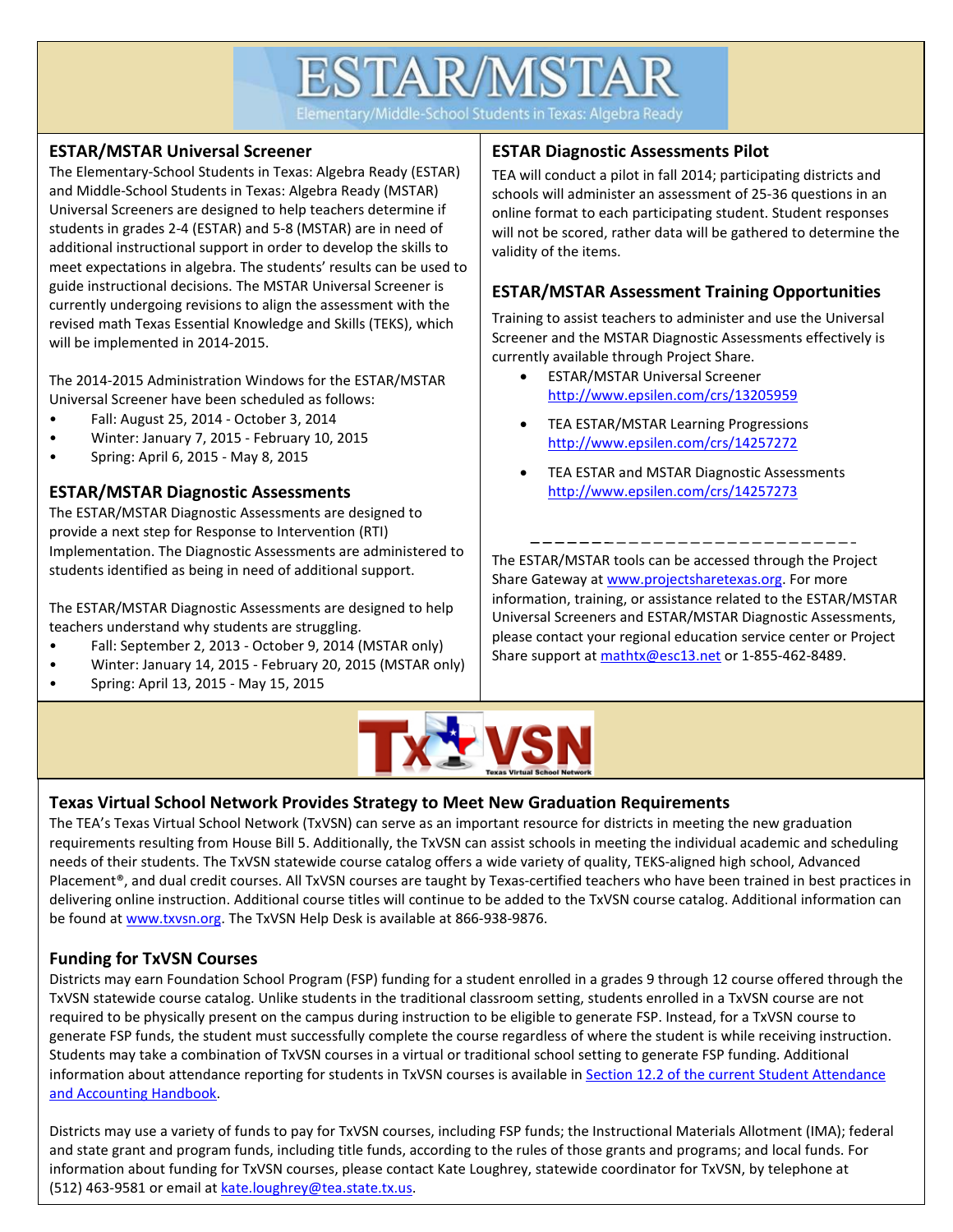# ESTAR/MSTAR

Elementary/Middle-School Students in Texas: Algebra Ready

## ESTAR/MSTAR Universal Screener

The Elementary-School Students in Texas: Algebra Ready (ESTAR) and Middle-School Students in Texas: Algebra Ready (MSTAR) Universal Screeners are designed to help teachers determine if students in grades 2-4 (ESTAR) and 5-8 (MSTAR) are in need of additional instructional support in order to develop the skills to meet expectations in algebra. The students' results can be used to guide instructional decisions. The MSTAR Universal Screener is currently undergoing revisions to align the assessment with the revised math Texas Essential Knowledge and Skills (TEKS), which will be implemented in 2014-2015.

The 2014-2015 Administration Windows for the ESTAR/MSTAR Universal Screener have been scheduled as follows:

- Fall: August 25, 2014 - October 3, 2014
- Winter: January 7, 2015 - February 10, 2015
- Spring: April 6, 2015 - May 8, 2015

## ESTAR/MSTAR Diagnostic Assessments

The ESTAR/MSTAR Diagnostic Assessments are designed to provide a next step for Response to Intervention (RTI) Implementation. The Diagnostic Assessments are administered to students identified as being in need of additional support.

The ESTAR/MSTAR Diagnostic Assessments are designed to help teachers understand why students are struggling.

- Fall: September 2, 2013 - October 9, 2014 (MSTAR only)
- Winter: January 14, 2015 - February 20, 2015 (MSTAR only)
- Spring: April 13, 2015 - May 15, 2015

## ESTAR Diagnostic Assessments Pilot

TEA will conduct a pilot in fall 2014; participating districts and schools will administer an assessment of 25-36 questions in an online format to each participating student. Student responses will not be scored, rather data will be gathered to determine the validity of the items.

## ESTAR/MSTAR Assessment Training Opportunities

Training to assist teachers to administer and use the Universal Screener and the MSTAR Diagnostic Assessments effectively is currently available through Project Share.

- ESTAR/MSTAR Universal Screener
  http://www.epsilen.com/crs/13205959
- TEA ESTAR/MSTAR Learning Progressions
  http://www.epsilen.com/crs/14257272
- TEA ESTAR and MSTAR Diagnostic Assessments
  http://www.epsilen.com/crs/14257273

---

The ESTAR/MSTAR tools can be accessed through the Project Share Gateway at www.projectsharetexas.org. For more information, training, or assistance related to the ESTAR/MSTAR Universal Screeners and ESTAR/MSTAR Diagnostic Assessments, please contact your regional education service center or Project Share support at mathtx@esc13.net or 1-855-462-8489.

# TxVSN

Texas Virtual School Network

## Texas Virtual School Network Provides Strategy to Meet New Graduation Requirements

The TEA's Texas Virtual School Network (TxVSN) can serve as an important resource for districts in meeting the new graduation requirements resulting from House Bill 5. Additionally, the TxVSN can assist schools in meeting the individual academic and scheduling needs of their students. The TxVSN statewide course catalog offers a wide variety of quality, TEKS-aligned high school, Advanced Placement®, and dual credit courses. All TxVSN courses are taught by Texas-certified teachers who have been trained in best practices in delivering online instruction. Additional course titles will continue to be added to the TxVSN course catalog. Additional information can be found at www.txvsn.org. The TxVSN Help Desk is available at 866-938-9876.

## Funding for TxVSN Courses

Districts may earn Foundation School Program (FSP) funding for a student enrolled in a grades 9 through 12 course offered through the TxVSN statewide course catalog. Unlike students in the traditional classroom setting, students enrolled in a TxVSN course are not required to be physically present on the campus during instruction to be eligible to generate FSP. Instead, for a TxVSN course to generate FSP funds, the student must successfully complete the course regardless of where the student is while receiving instruction. Students may take a combination of TxVSN courses in a virtual or traditional school setting to generate FSP funding. Additional information about attendance reporting for students in TxVSN courses is available in Section 12.2 of the current Student Attendance and Accounting Handbook.

Districts may use a variety of funds to pay for TxVSN courses, including FSP funds; the Instructional Materials Allotment (IMA); federal and state grant and program funds, including title funds, according to the rules of those grants and programs; and local funds. For information about funding for TxVSN courses, please contact Kate Loughrey, statewide coordinator for TxVSN, by telephone at (512) 463-9581 or email at kate.loughrey@tea.state.tx.us.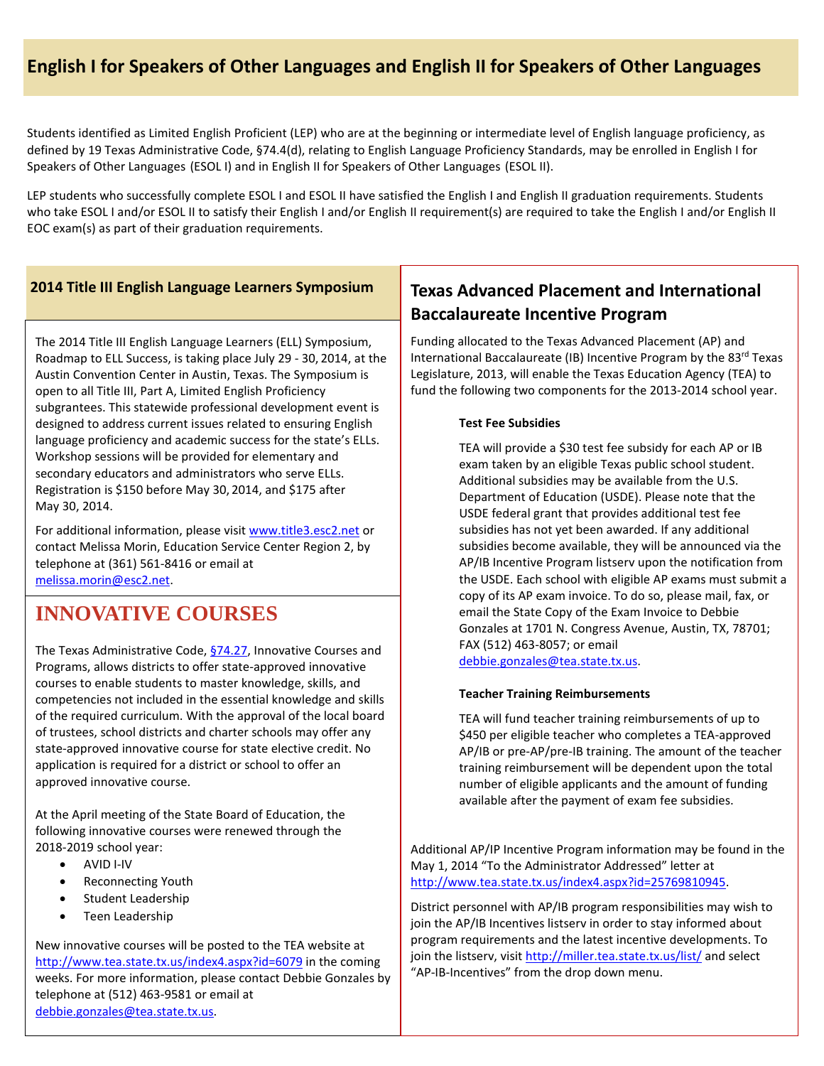# English I for Speakers of Other Languages and English II for Speakers of Other Languages

Students identified as Limited English Proficient (LEP) who are at the beginning or intermediate level of English language proficiency, as defined by 19 Texas Administrative Code, §74.4(d), relating to English Language Proficiency Standards, may be enrolled in English I for Speakers of Other Languages (ESOL I) and in English II for Speakers of Other Languages (ESOL II).

LEP students who successfully complete ESOL I and ESOL II have satisfied the English I and English II graduation requirements. Students who take ESOL I and/or ESOL II to satisfy their English I and/or English II requirement(s) are required to take the English I and/or English II EOC exam(s) as part of their graduation requirements.

## 2014 Title III English Language Learners Symposium

The 2014 Title III English Language Learners (ELL) Symposium, Roadmap to ELL Success, is taking place July 29 - 30, 2014, at the Austin Convention Center in Austin, Texas. The Symposium is open to all Title III, Part A, Limited English Proficiency subgrantees. This statewide professional development event is designed to address current issues related to ensuring English language proficiency and academic success for the state's ELLs. Workshop sessions will be provided for elementary and secondary educators and administrators who serve ELLs. Registration is $150 before May 30, 2014, and $175 after May 30, 2014.

For additional information, please visit www.title3.esc2.net or contact Melissa Morin, Education Service Center Region 2, by telephone at (361) 561-8416 or email at melissa.morin@esc2.net.

## INNOVATIVE COURSES

The Texas Administrative Code, §74.27, Innovative Courses and Programs, allows districts to offer state-approved innovative courses to enable students to master knowledge, skills, and competencies not included in the essential knowledge and skills of the required curriculum. With the approval of the local board of trustees, school districts and charter schools may offer any state-approved innovative course for state elective credit. No application is required for a district or school to offer an approved innovative course.

At the April meeting of the State Board of Education, the following innovative courses were renewed through the 2018-2019 school year:

- AVID I-IV
- Reconnecting Youth
- Student Leadership
- Teen Leadership

New innovative courses will be posted to the TEA website at http://www.tea.state.tx.us/index4.aspx?id=6079 in the coming weeks. For more information, please contact Debbie Gonzales by telephone at (512) 463-9581 or email at debbie.gonzales@tea.state.tx.us.

## Texas Advanced Placement and International Baccalaureate Incentive Program

Funding allocated to the Texas Advanced Placement (AP) and International Baccalaureate (IB) Incentive Program by the 83rd Texas Legislature, 2013, will enable the Texas Education Agency (TEA) to fund the following two components for the 2013-2014 school year.

**Test Fee Subsidies**

TEA will provide a $30 test fee subsidy for each AP or IB exam taken by an eligible Texas public school student. Additional subsidies may be available from the U.S. Department of Education (USDE). Please note that the USDE federal grant that provides additional test fee subsidies has not yet been awarded. If any additional subsidies become available, they will be announced via the AP/IB Incentive Program listserv upon the notification from the USDE. Each school with eligible AP exams must submit a copy of its AP exam invoice. To do so, please mail, fax, or email the State Copy of the Exam Invoice to Debbie Gonzales at 1701 N. Congress Avenue, Austin, TX, 78701; FAX (512) 463-8057; or email debbie.gonzales@tea.state.tx.us.

**Teacher Training Reimbursements**

TEA will fund teacher training reimbursements of up to $450 per eligible teacher who completes a TEA-approved AP/IB or pre-AP/pre-IB training. The amount of the teacher training reimbursement will be dependent upon the total number of eligible applicants and the amount of funding available after the payment of exam fee subsidies.

Additional AP/IP Incentive Program information may be found in the May 1, 2014 "To the Administrator Addressed" letter at http://www.tea.state.tx.us/index4.aspx?id=25769810945.

District personnel with AP/IB program responsibilities may wish to join the AP/IB Incentives listserv in order to stay informed about program requirements and the latest incentive developments. To join the listserv, visit http://miller.tea.state.tx.us/list/ and select "AP-IB-Incentives" from the drop down menu.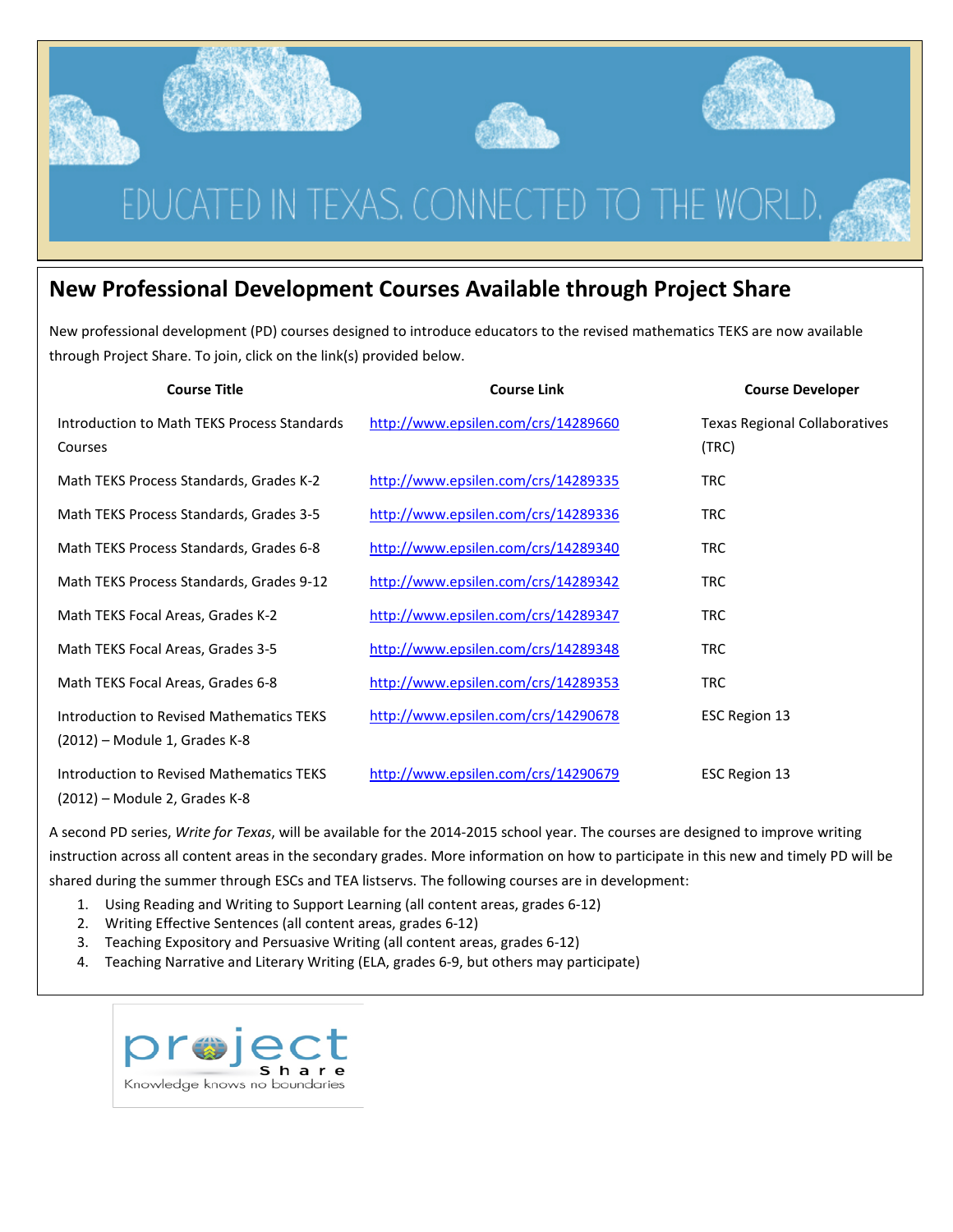EDUCATED IN TEXAS. CONNECTED TO THE WORLD.

## New Professional Development Courses Available through Project Share

New professional development (PD) courses designed to introduce educators to the revised mathematics TEKS are now available through Project Share. To join, click on the link(s) provided below.

| Course Title | Course Link | Course Developer |
|---|---|---|
| Introduction to Math TEKS Process Standards Courses | http://www.epsilen.com/crs/14289660 | Texas Regional Collaboratives (TRC) |
| Math TEKS Process Standards, Grades K-2 | http://www.epsilen.com/crs/14289335 | TRC |
| Math TEKS Process Standards, Grades 3-5 | http://www.epsilen.com/crs/14289336 | TRC |
| Math TEKS Process Standards, Grades 6-8 | http://www.epsilen.com/crs/14289340 | TRC |
| Math TEKS Process Standards, Grades 9-12 | http://www.epsilen.com/crs/14289342 | TRC |
| Math TEKS Focal Areas, Grades K-2 | http://www.epsilen.com/crs/14289347 | TRC |
| Math TEKS Focal Areas, Grades 3-5 | http://www.epsilen.com/crs/14289348 | TRC |
| Math TEKS Focal Areas, Grades 6-8 | http://www.epsilen.com/crs/14289353 | TRC |
| Introduction to Revised Mathematics TEKS (2012) – Module 1, Grades K-8 | http://www.epsilen.com/crs/14290678 | ESC Region 13 |
| Introduction to Revised Mathematics TEKS (2012) – Module 2, Grades K-8 | http://www.epsilen.com/crs/14290679 | ESC Region 13 |

A second PD series, *Write for Texas*, will be available for the 2014-2015 school year. The courses are designed to improve writing instruction across all content areas in the secondary grades. More information on how to participate in this new and timely PD will be shared during the summer through ESCs and TEA listservs. The following courses are in development:

1. Using Reading and Writing to Support Learning (all content areas, grades 6-12)
2. Writing Effective Sentences (all content areas, grades 6-12)
3. Teaching Expository and Persuasive Writing (all content areas, grades 6-12)
4. Teaching Narrative and Literary Writing (ELA, grades 6-9, but others may participate)

project Share
Knowledge knows no boundaries